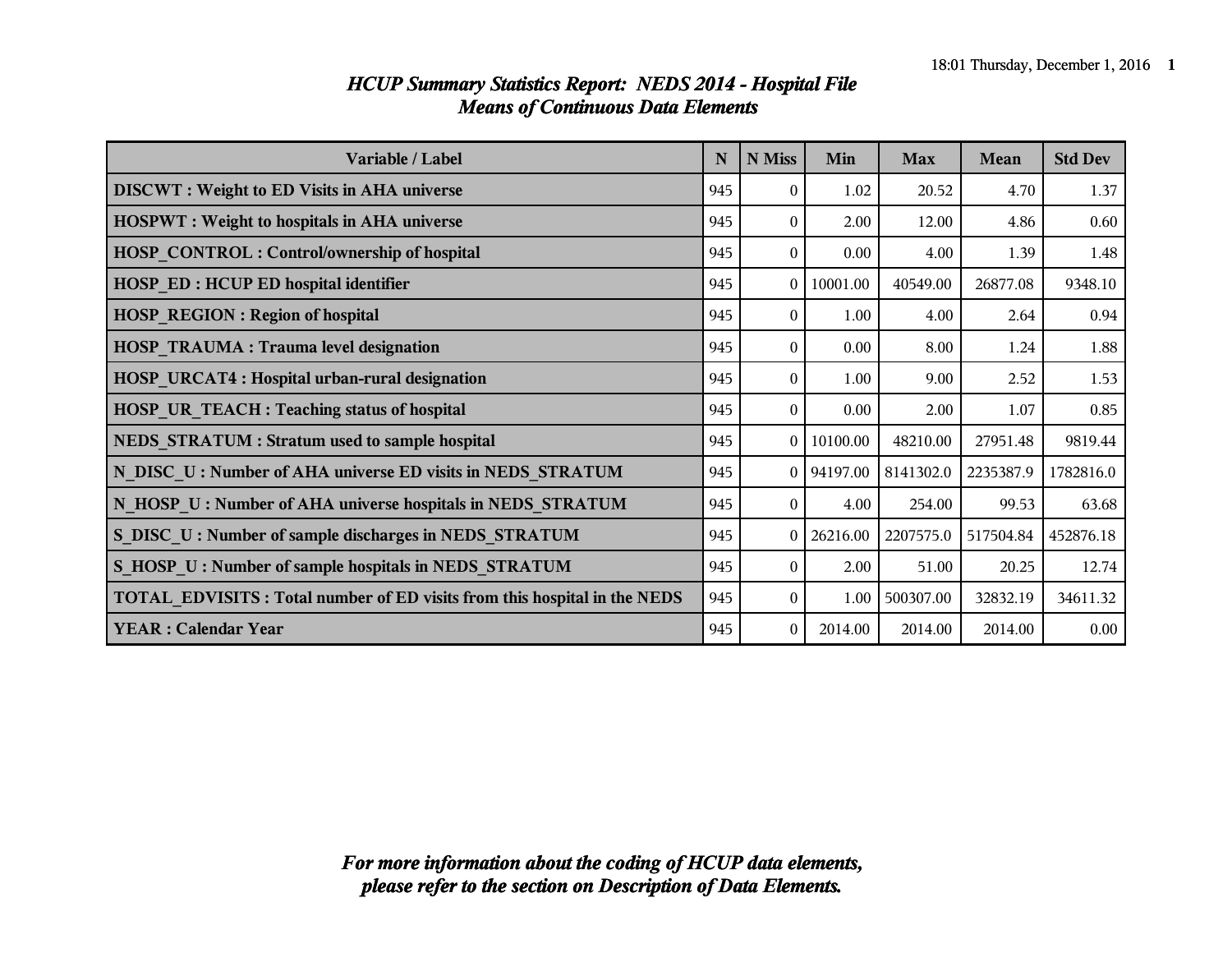# HCUP Summary Statistics Report: NEDS 2014 - Hospital File
## Means of Continuous Data Elements

| Variable / Label | N | N Miss | Min | Max | Mean | Std Dev |
|---|---|---|---|---|---|---|
| **DISCWT : Weight to ED Visits in AHA universe** | 945 | 0 | 1.02 | 20.52 | 4.70 | 1.37 |
| **HOSPWT : Weight to hospitals in AHA universe** | 945 | 0 | 2.00 | 12.00 | 4.86 | 0.60 |
| **HOSP_CONTROL : Control/ownership of hospital** | 945 | 0 | 0.00 | 4.00 | 1.39 | 1.48 |
| **HOSP_ED : HCUP ED hospital identifier** | 945 | 0 | 10001.00 | 40549.00 | 26877.08 | 9348.10 |
| **HOSP_REGION : Region of hospital** | 945 | 0 | 1.00 | 4.00 | 2.64 | 0.94 |
| **HOSP_TRAUMA : Trauma level designation** | 945 | 0 | 0.00 | 8.00 | 1.24 | 1.88 |
| **HOSP_URCAT4 : Hospital urban-rural designation** | 945 | 0 | 1.00 | 9.00 | 2.52 | 1.53 |
| **HOSP_UR_TEACH : Teaching status of hospital** | 945 | 0 | 0.00 | 2.00 | 1.07 | 0.85 |
| **NEDS_STRATUM : Stratum used to sample hospital** | 945 | 0 | 10100.00 | 48210.00 | 27951.48 | 9819.44 |
| **N_DISC_U : Number of AHA universe ED visits in NEDS_STRATUM** | 945 | 0 | 94197.00 | 8141302.0 | 2235387.9 | 1782816.0 |
| **N_HOSP_U : Number of AHA universe hospitals in NEDS_STRATUM** | 945 | 0 | 4.00 | 254.00 | 99.53 | 63.68 |
| **S_DISC_U : Number of sample discharges in NEDS_STRATUM** | 945 | 0 | 26216.00 | 2207575.0 | 517504.84 | 452876.18 |
| **S_HOSP_U : Number of sample hospitals in NEDS_STRATUM** | 945 | 0 | 2.00 | 51.00 | 20.25 | 12.74 |
| **TOTAL_EDVISITS : Total number of ED visits from this hospital in the NEDS** | 945 | 0 | 1.00 | 500307.00 | 32832.19 | 34611.32 |
| **YEAR : Calendar Year** | 945 | 0 | 2014.00 | 2014.00 | 2014.00 | 0.00 |

***For more information about the coding of HCUP data elements, please refer to the section on Description of Data Elements.***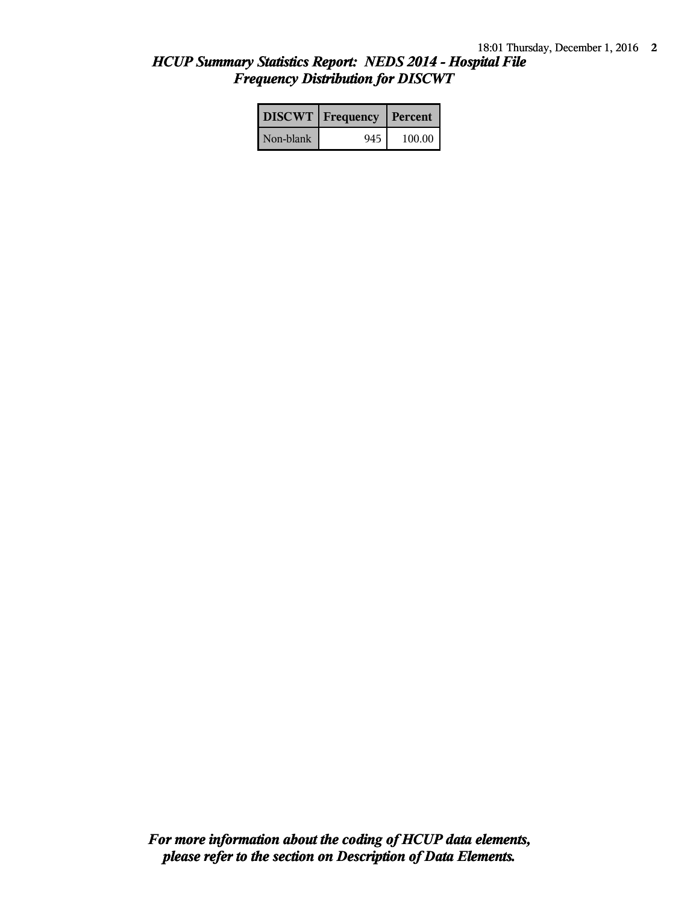# *HCUP Summary Statistics Report: NEDS 2014 - Hospital File*
## *Frequency Distribution for DISCWT*

| DISCWT | Frequency | Percent |
|---|---|---|
| Non-blank | 945 | 100.00 |

***For more information about the coding of HCUP data elements, please refer to the section on Description of Data Elements.***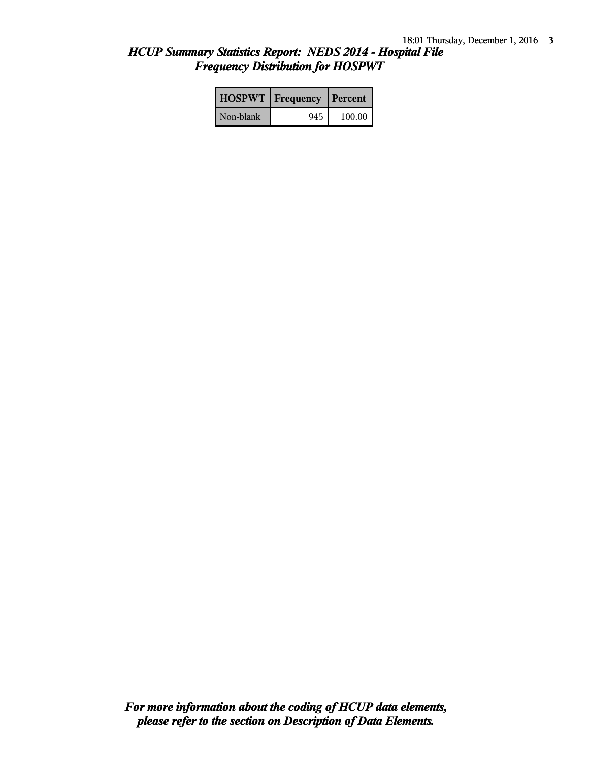## *HCUP Summary Statistics Report: NEDS 2014 - Hospital File*
## *Frequency Distribution for HOSPWT*

| HOSPWT | Frequency | Percent |
| --- | --- | --- |
| Non-blank | 945 | 100.00 |

***For more information about the coding of HCUP data elements, please refer to the section on Description of Data Elements.***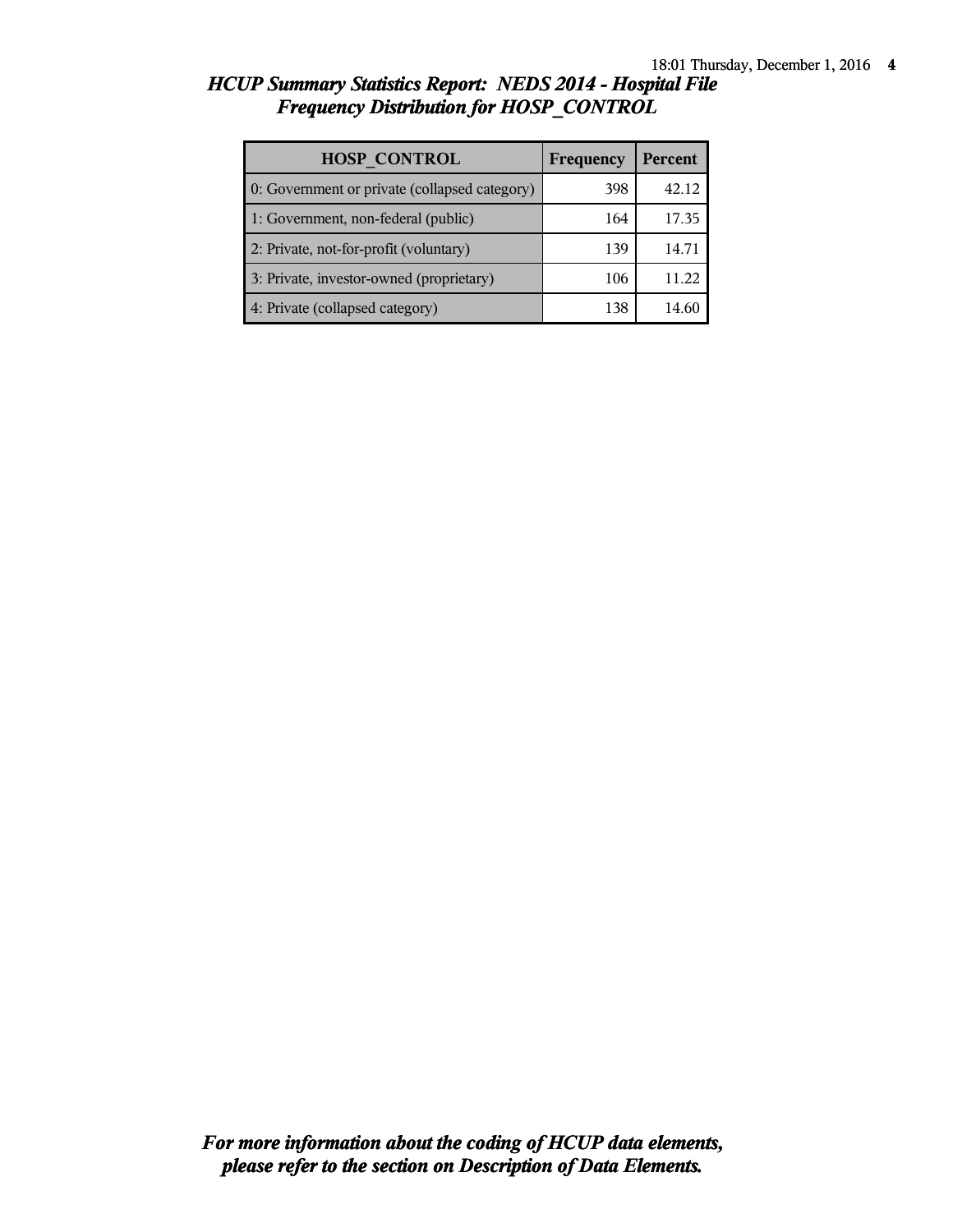# *HCUP Summary Statistics Report: NEDS 2014 - Hospital File*
## *Frequency Distribution for HOSP_CONTROL*

| HOSP_CONTROL | Frequency | Percent |
|---|---|---|
| 0: Government or private (collapsed category) | 398 | 42.12 |
| 1: Government, non-federal (public) | 164 | 17.35 |
| 2: Private, not-for-profit (voluntary) | 139 | 14.71 |
| 3: Private, investor-owned (proprietary) | 106 | 11.22 |
| 4: Private (collapsed category) | 138 | 14.60 |

***For more information about the coding of HCUP data elements, please refer to the section on Description of Data Elements.***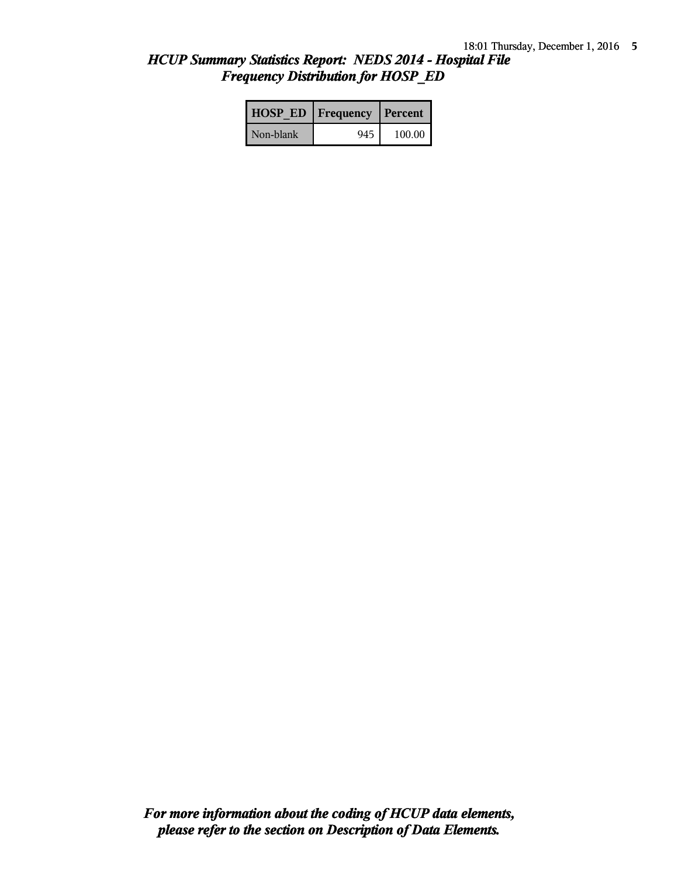## *HCUP Summary Statistics Report: NEDS 2014 - Hospital File*
## *Frequency Distribution for HOSP_ED*

| HOSP_ED | Frequency | Percent |
|---|---|---|
| Non-blank | 945 | 100.00 |

***For more information about the coding of HCUP data elements, please refer to the section on Description of Data Elements.***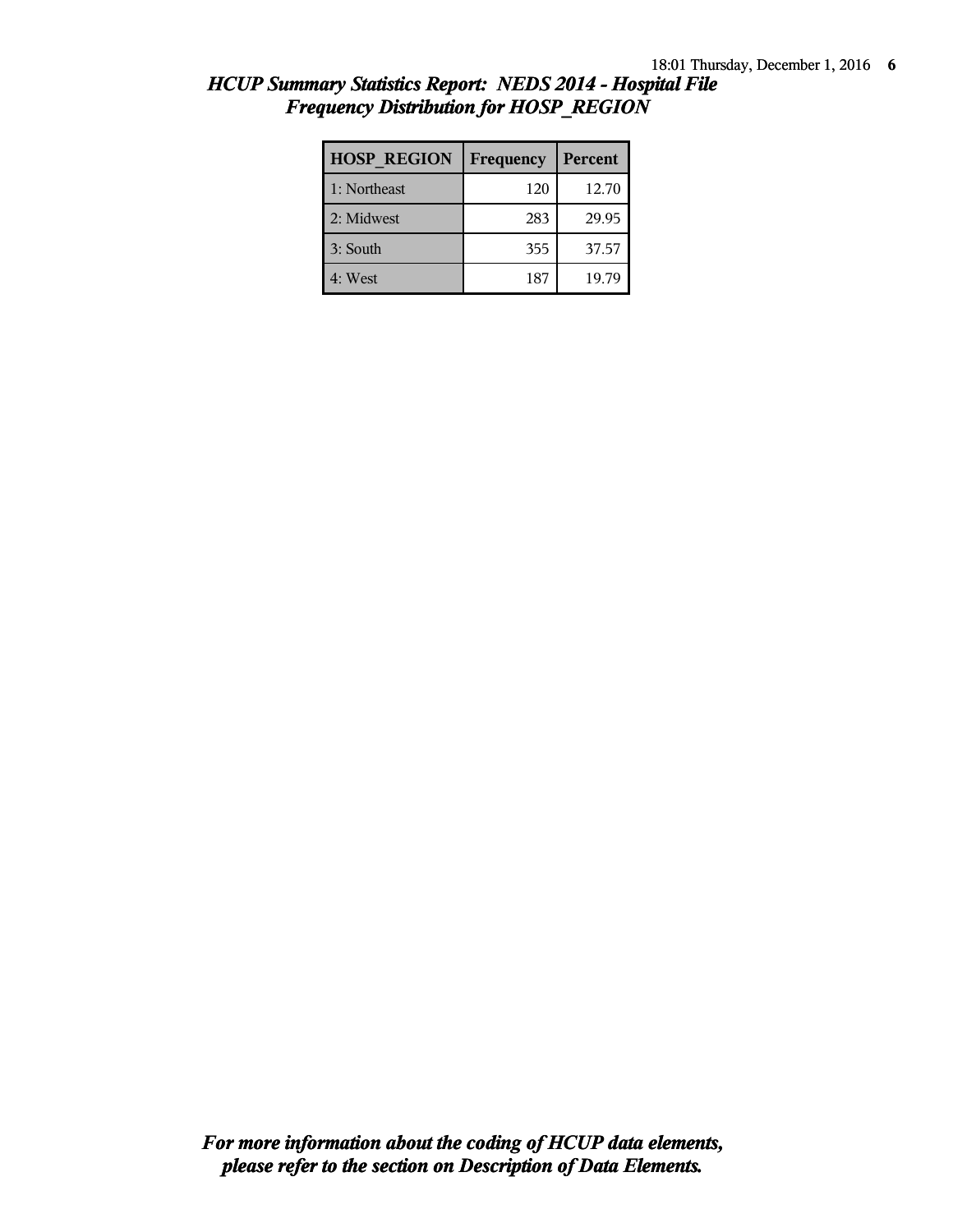## *HCUP Summary Statistics Report: NEDS 2014 - Hospital File*
## *Frequency Distribution for HOSP_REGION*

| HOSP_REGION | Frequency | Percent |
|---|---|---|
| 1: Northeast | 120 | 12.70 |
| 2: Midwest | 283 | 29.95 |
| 3: South | 355 | 37.57 |
| 4: West | 187 | 19.79 |

***For more information about the coding of HCUP data elements, please refer to the section on Description of Data Elements.***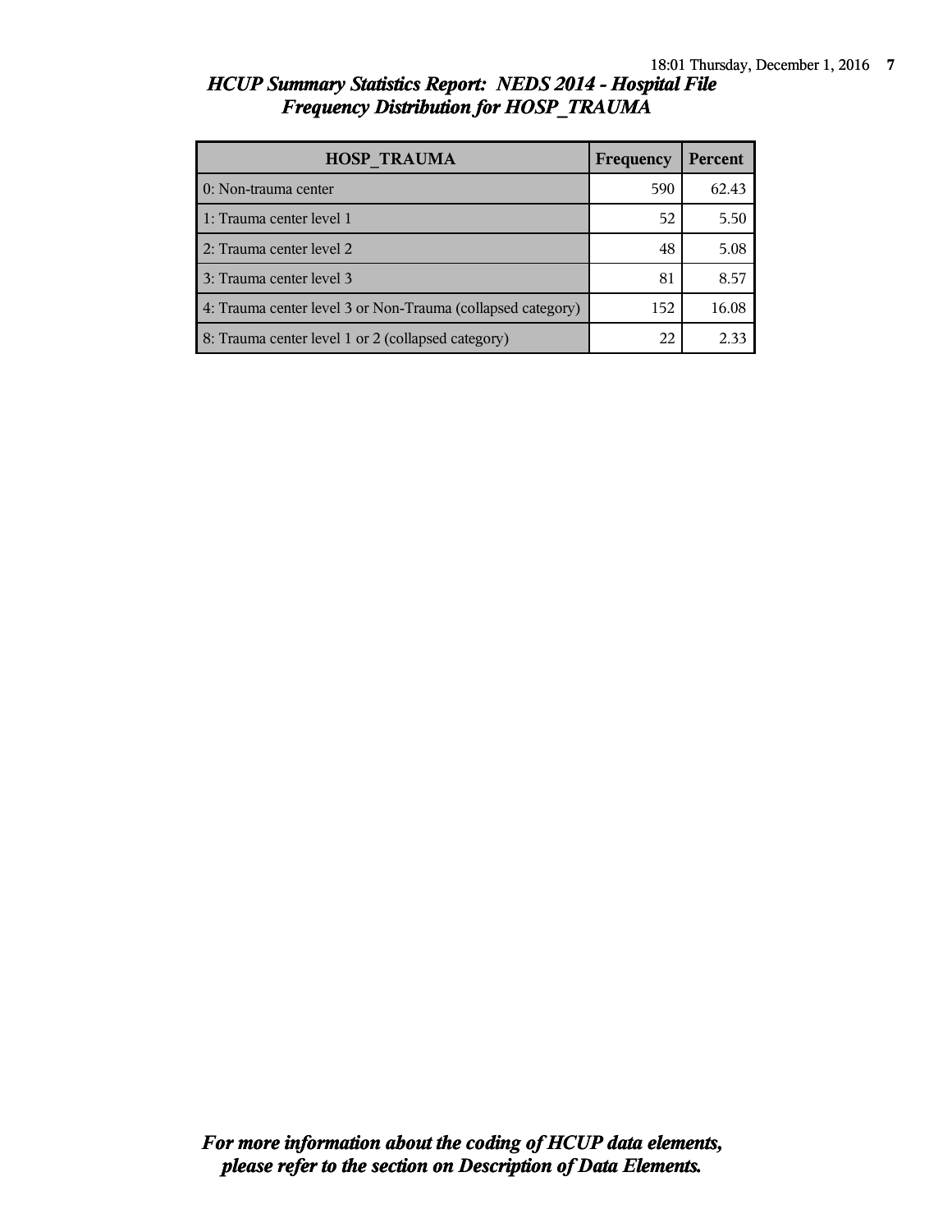# HCUP Summary Statistics Report: NEDS 2014 - Hospital File
## Frequency Distribution for HOSP_TRAUMA

| HOSP_TRAUMA | Frequency | Percent |
|---|---|---|
| 0: Non-trauma center | 590 | 62.43 |
| 1: Trauma center level 1 | 52 | 5.50 |
| 2: Trauma center level 2 | 48 | 5.08 |
| 3: Trauma center level 3 | 81 | 8.57 |
| 4: Trauma center level 3 or Non-Trauma (collapsed category) | 152 | 16.08 |
| 8: Trauma center level 1 or 2 (collapsed category) | 22 | 2.33 |

***For more information about the coding of HCUP data elements, please refer to the section on Description of Data Elements.***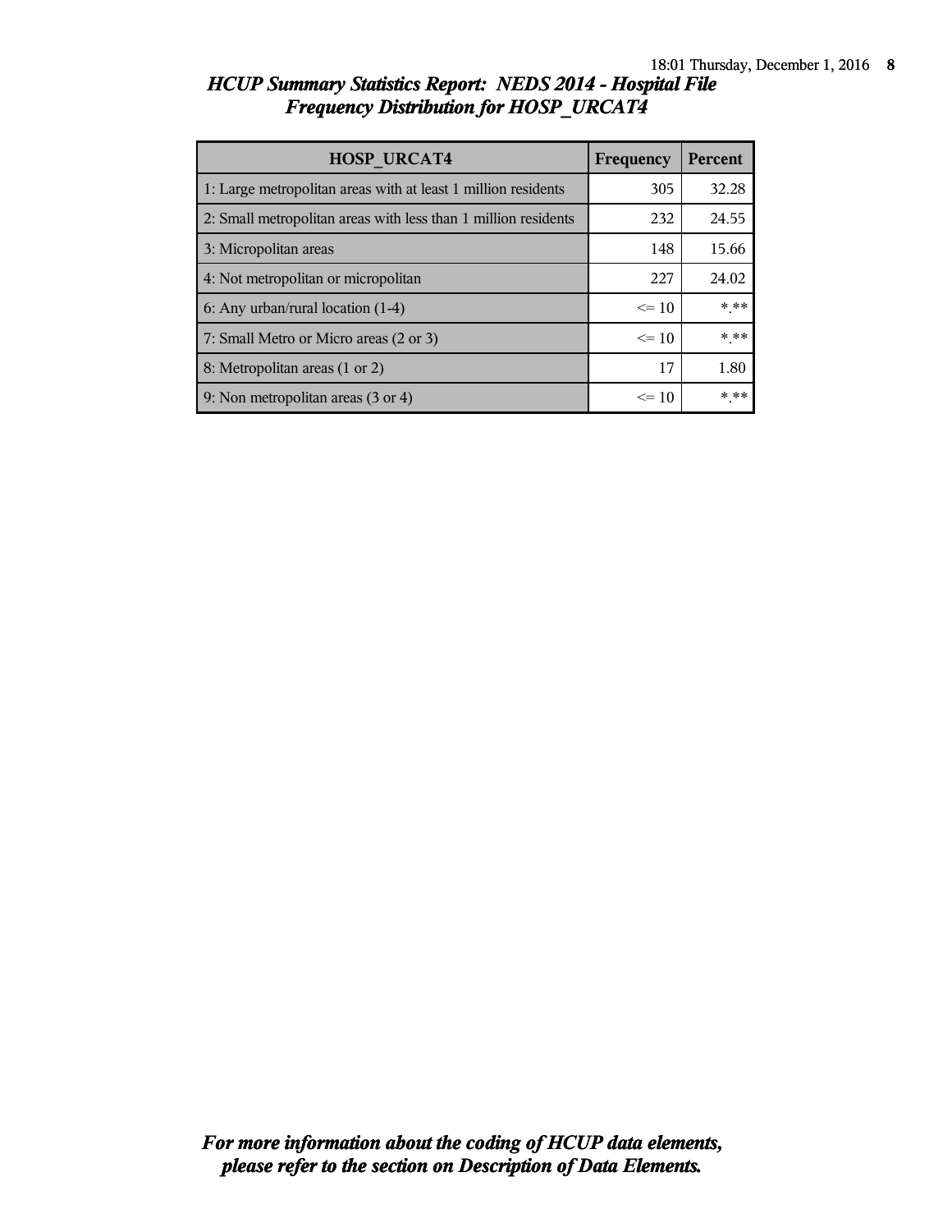## *HCUP Summary Statistics Report: NEDS 2014 - Hospital File*
## *Frequency Distribution for HOSP_URCAT4*

| HOSP_URCAT4 | Frequency | Percent |
|---|---|---|
| 1: Large metropolitan areas with at least 1 million residents | 305 | 32.28 |
| 2: Small metropolitan areas with less than 1 million residents | 232 | 24.55 |
| 3: Micropolitan areas | 148 | 15.66 |
| 4: Not metropolitan or micropolitan | 227 | 24.02 |
| 6: Any urban/rural location (1-4) | <= 10 | *.** |
| 7: Small Metro or Micro areas (2 or 3) | <= 10 | *.** |
| 8: Metropolitan areas (1 or 2) | 17 | 1.80 |
| 9: Non metropolitan areas (3 or 4) | <= 10 | *.** |

***For more information about the coding of HCUP data elements, please refer to the section on Description of Data Elements.***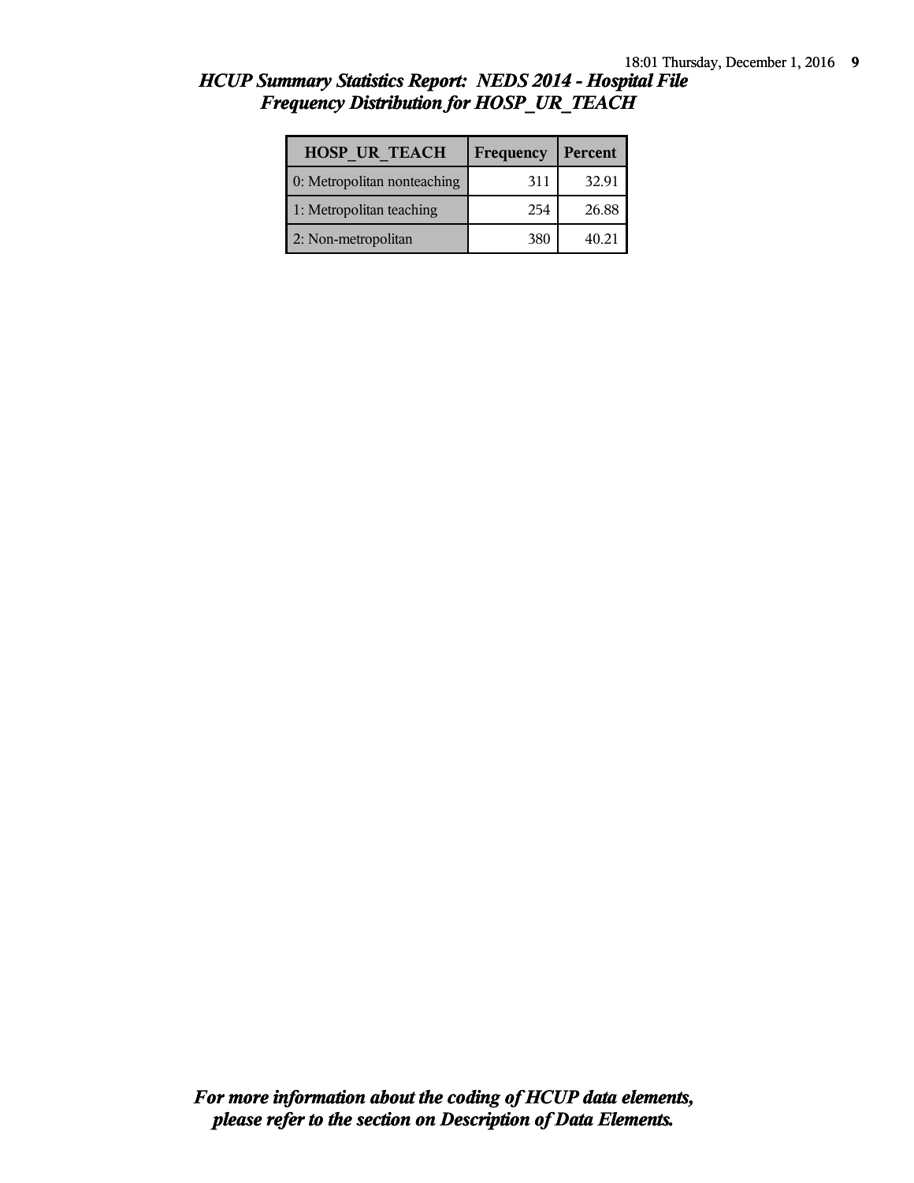## *HCUP Summary Statistics Report: NEDS 2014 - Hospital File*
## *Frequency Distribution for HOSP_UR_TEACH*

| HOSP_UR_TEACH | Frequency | Percent |
|---|---|---|
| 0: Metropolitan nonteaching | 311 | 32.91 |
| 1: Metropolitan teaching | 254 | 26.88 |
| 2: Non-metropolitan | 380 | 40.21 |

***For more information about the coding of HCUP data elements, please refer to the section on Description of Data Elements.***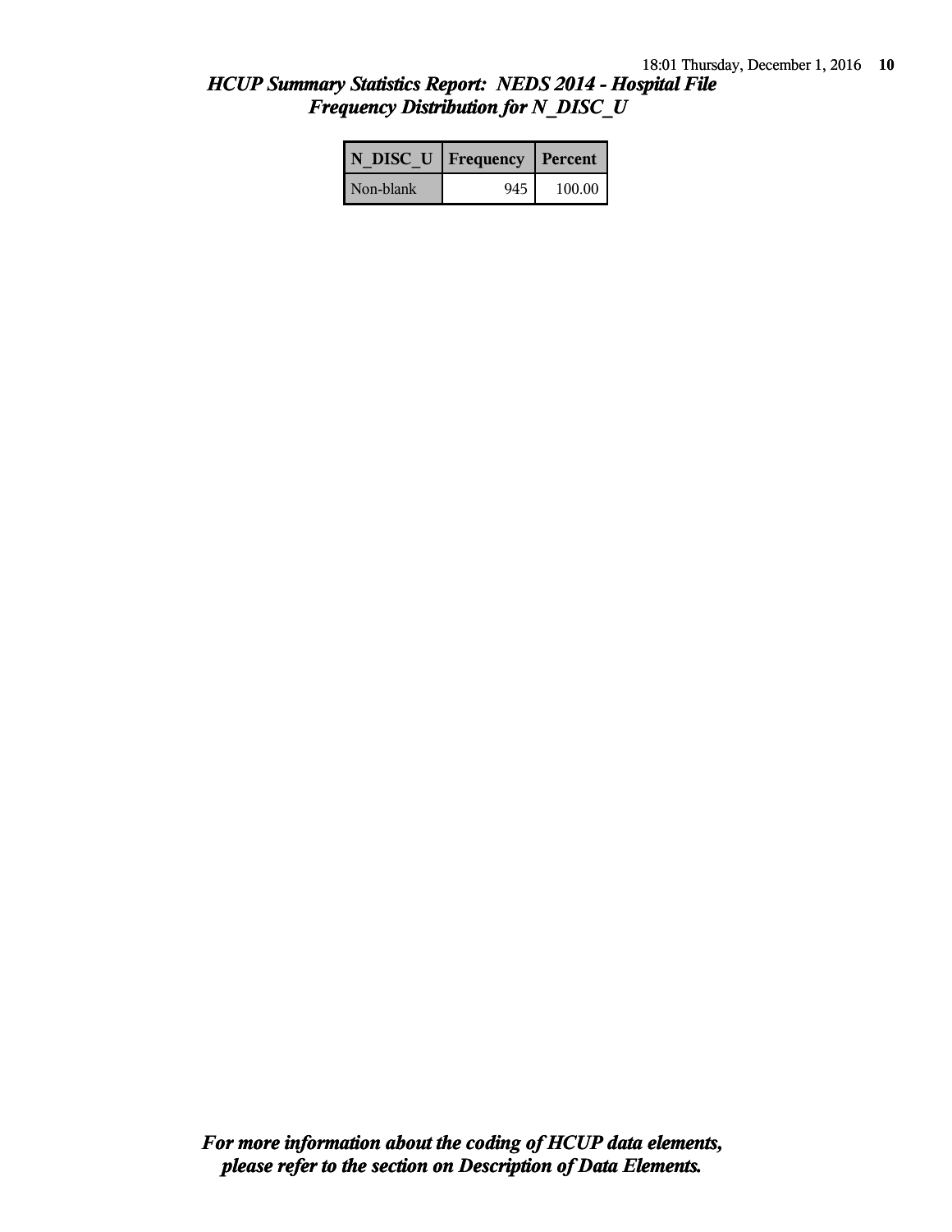## *HCUP Summary Statistics Report: NEDS 2014 - Hospital File*
## *Frequency Distribution for N_DISC_U*

| N_DISC_U | Frequency | Percent |
|---|---|---|
| Non-blank | 945 | 100.00 |

***For more information about the coding of HCUP data elements, please refer to the section on Description of Data Elements.***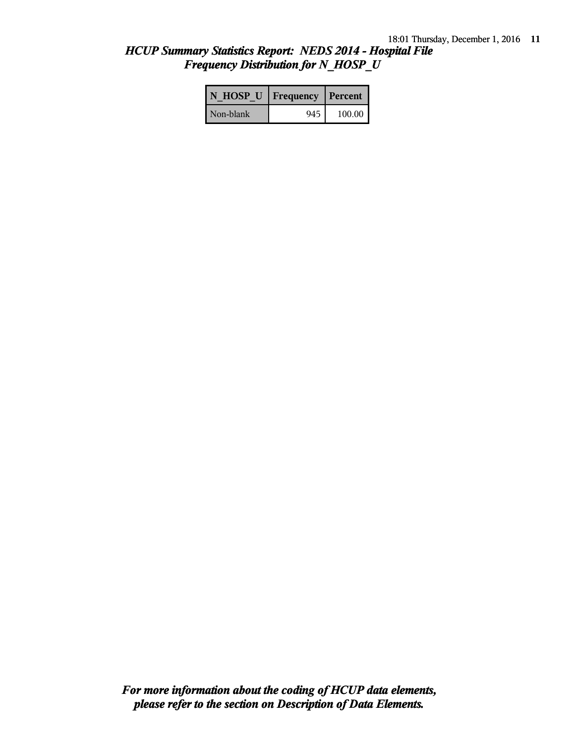## *HCUP Summary Statistics Report: NEDS 2014 - Hospital File*
## *Frequency Distribution for N_HOSP_U*

| N_HOSP_U | Frequency | Percent |
|---|---|---|
| Non-blank | 945 | 100.00 |

***For more information about the coding of HCUP data elements, please refer to the section on Description of Data Elements.***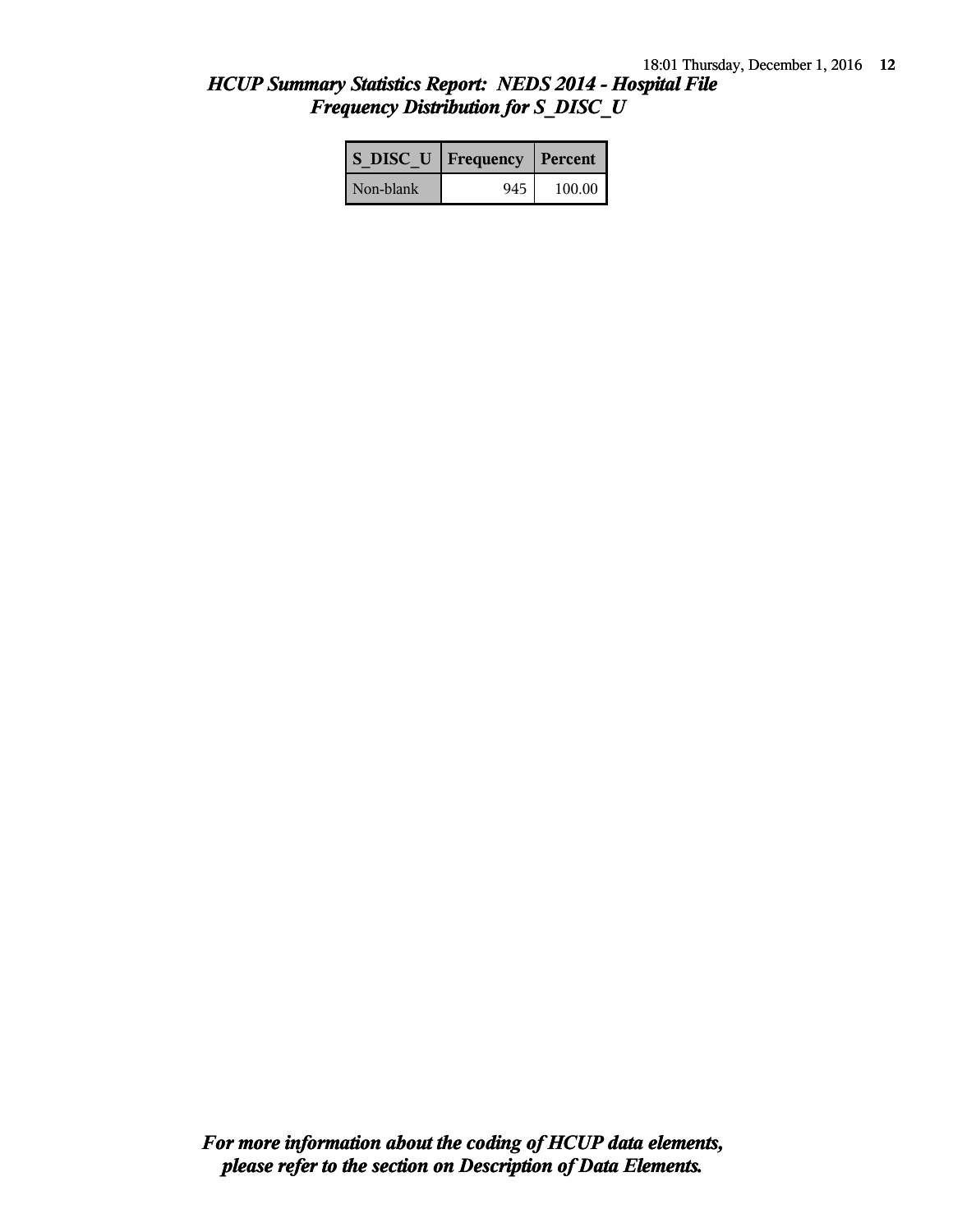## *HCUP Summary Statistics Report: NEDS 2014 - Hospital File*
## *Frequency Distribution for S_DISC_U*

| S_DISC_U | Frequency | Percent |
|---|---|---|
| Non-blank | 945 | 100.00 |

***For more information about the coding of HCUP data elements, please refer to the section on Description of Data Elements.***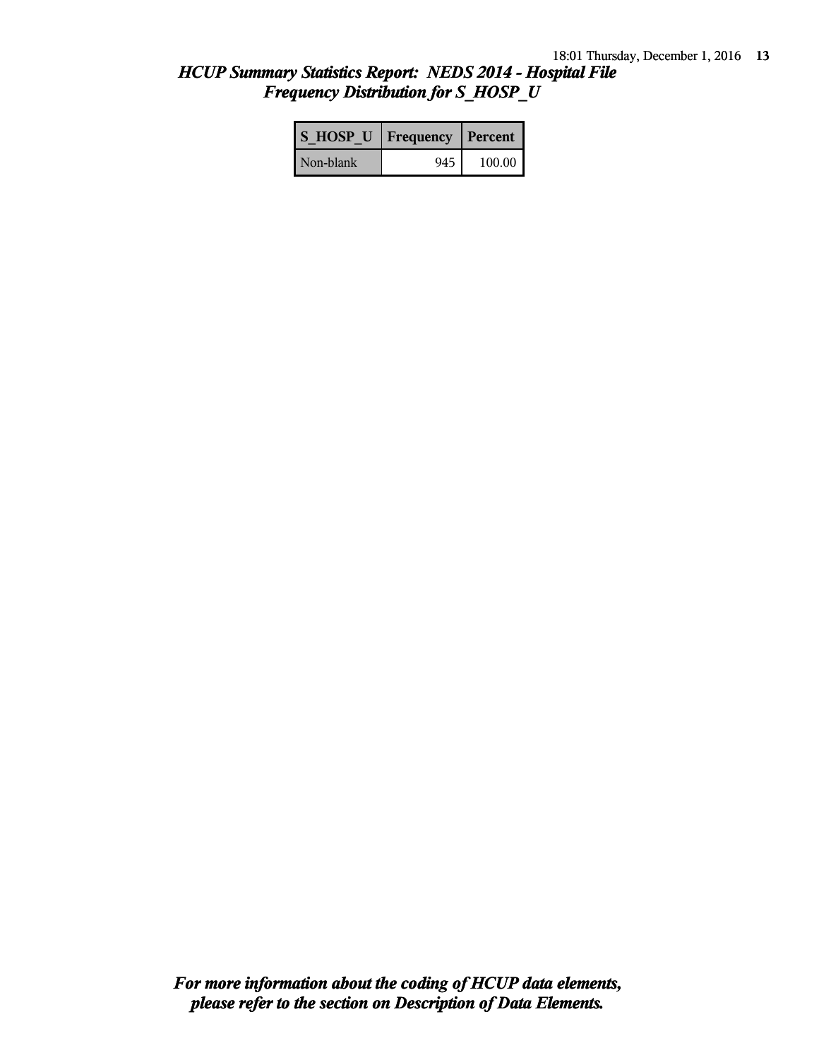## *HCUP Summary Statistics Report: NEDS 2014 - Hospital File*
## *Frequency Distribution for S_HOSP_U*

| S_HOSP_U | Frequency | Percent |
|---|---|---|
| Non-blank | 945 | 100.00 |

***For more information about the coding of HCUP data elements, please refer to the section on Description of Data Elements.***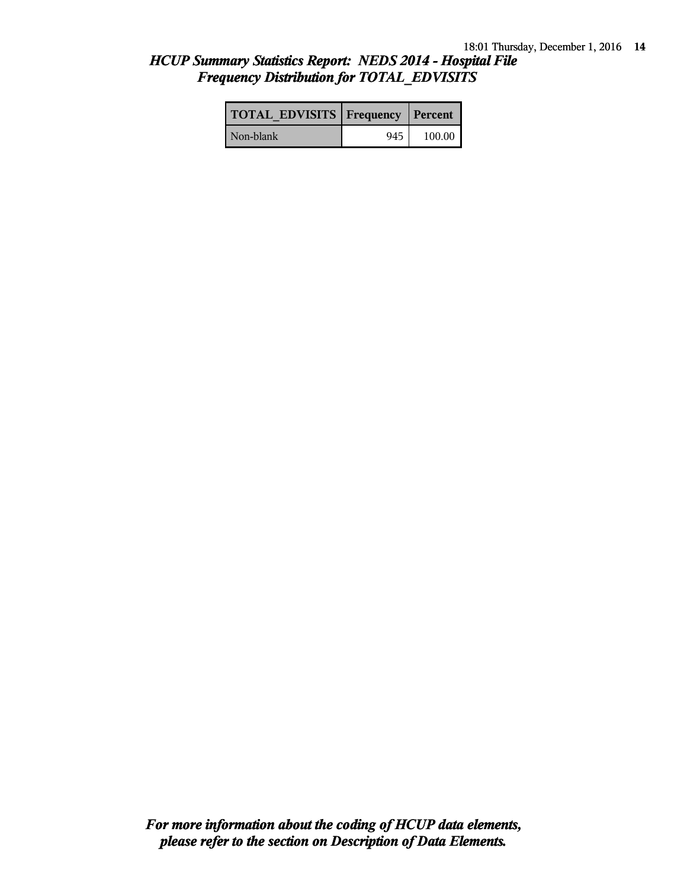## *HCUP Summary Statistics Report: NEDS 2014 - Hospital File*
## *Frequency Distribution for TOTAL_EDVISITS*

| TOTAL_EDVISITS | Frequency | Percent |
|---|---|---|
| Non-blank | 945 | 100.00 |

***For more information about the coding of HCUP data elements, please refer to the section on Description of Data Elements.***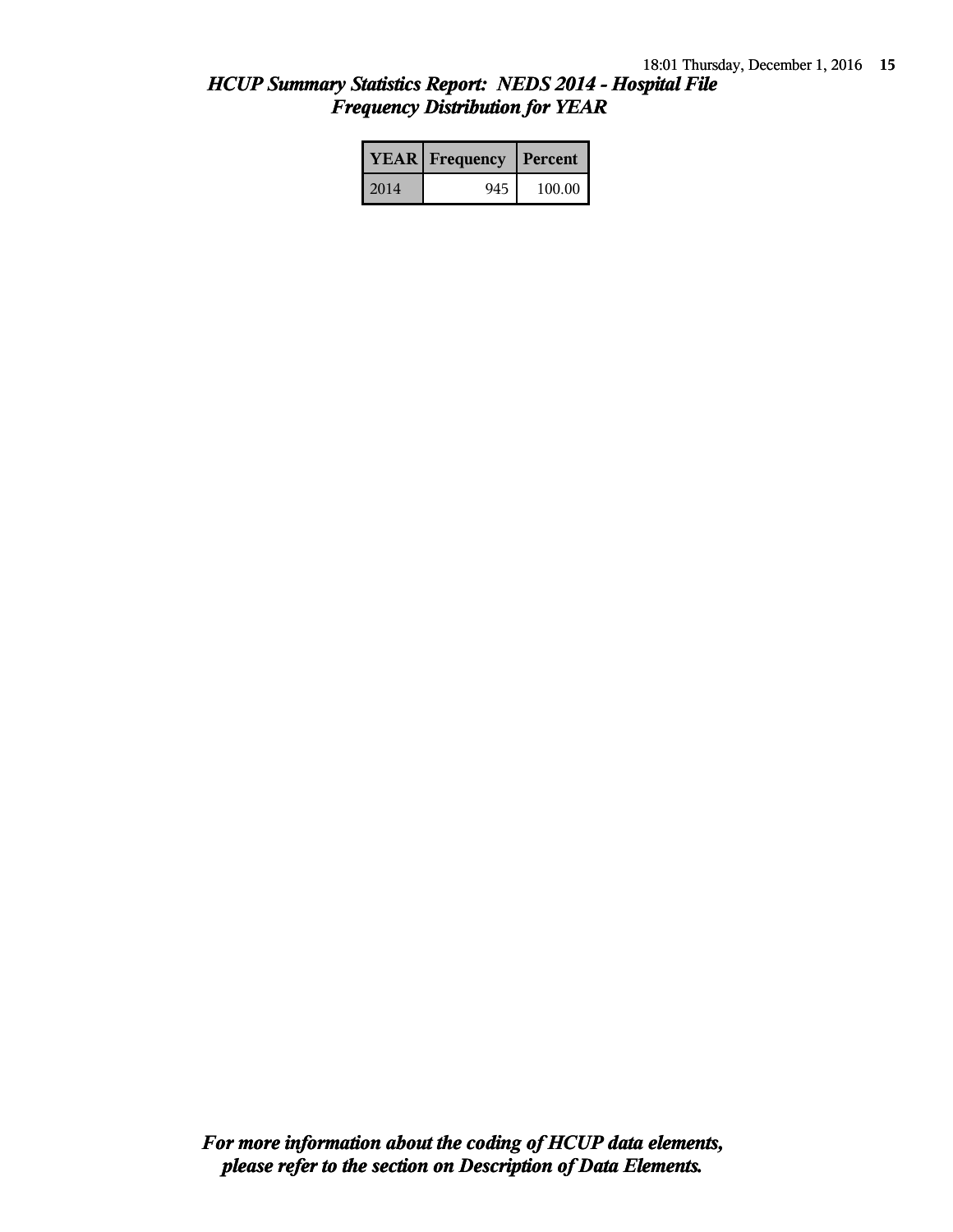# *HCUP Summary Statistics Report: NEDS 2014 - Hospital File*
## *Frequency Distribution for YEAR*

| YEAR | Frequency | Percent |
|---|---|---|
| 2014 | 945 | 100.00 |

***For more information about the coding of HCUP data elements, please refer to the section on Description of Data Elements.***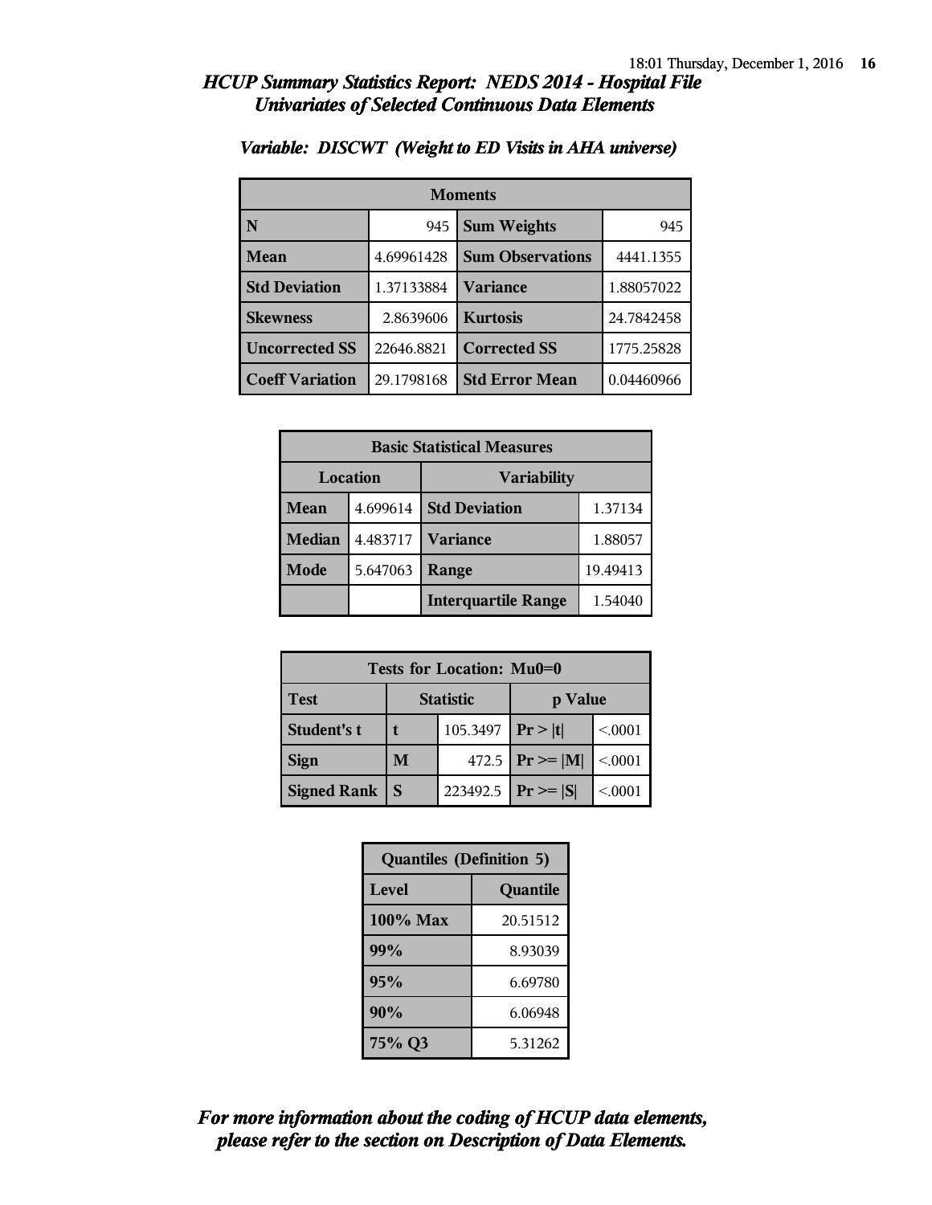# HCUP Summary Statistics Report: NEDS 2014 - Hospital File
## Univariates of Selected Continuous Data Elements

### *Variable: DISCWT (Weight to ED Visits in AHA universe)*

| Moments | | | |
|---|---|---|---|
| **N** | 945 | **Sum Weights** | 945 |
| **Mean** | 4.69961428 | **Sum Observations** | 4441.1355 |
| **Std Deviation** | 1.37133884 | **Variance** | 1.88057022 |
| **Skewness** | 2.8639606 | **Kurtosis** | 24.7842458 |
| **Uncorrected SS** | 22646.8821 | **Corrected SS** | 1775.25828 |
| **Coeff Variation** | 29.1798168 | **Std Error Mean** | 0.04460966 |

| Basic Statistical Measures | | | |
|---|---|---|---|
| Location | | Variability | |
| **Mean** | 4.699614 | **Std Deviation** | 1.37134 |
| **Median** | 4.483717 | **Variance** | 1.88057 |
| **Mode** | 5.647063 | **Range** | 19.49413 |
| | | **Interquartile Range** | 1.54040 |

| Tests for Location: Mu0=0 | | | | |
|---|---|---|---|---|
| **Test** | **Statistic** | | **p Value** | |
| **Student's t** | **t** | 105.3497 | **Pr > \|t\|** | <.0001 |
| **Sign** | **M** | 472.5 | **Pr >= \|M\|** | <.0001 |
| **Signed Rank** | **S** | 223492.5 | **Pr >= \|S\|** | <.0001 |

| Quantiles (Definition 5) | |
|---|---|
| **Level** | **Quantile** |
| **100% Max** | 20.51512 |
| **99%** | 8.93039 |
| **95%** | 6.69780 |
| **90%** | 6.06948 |
| **75% Q3** | 5.31262 |

***For more information about the coding of HCUP data elements, please refer to the section on Description of Data Elements.***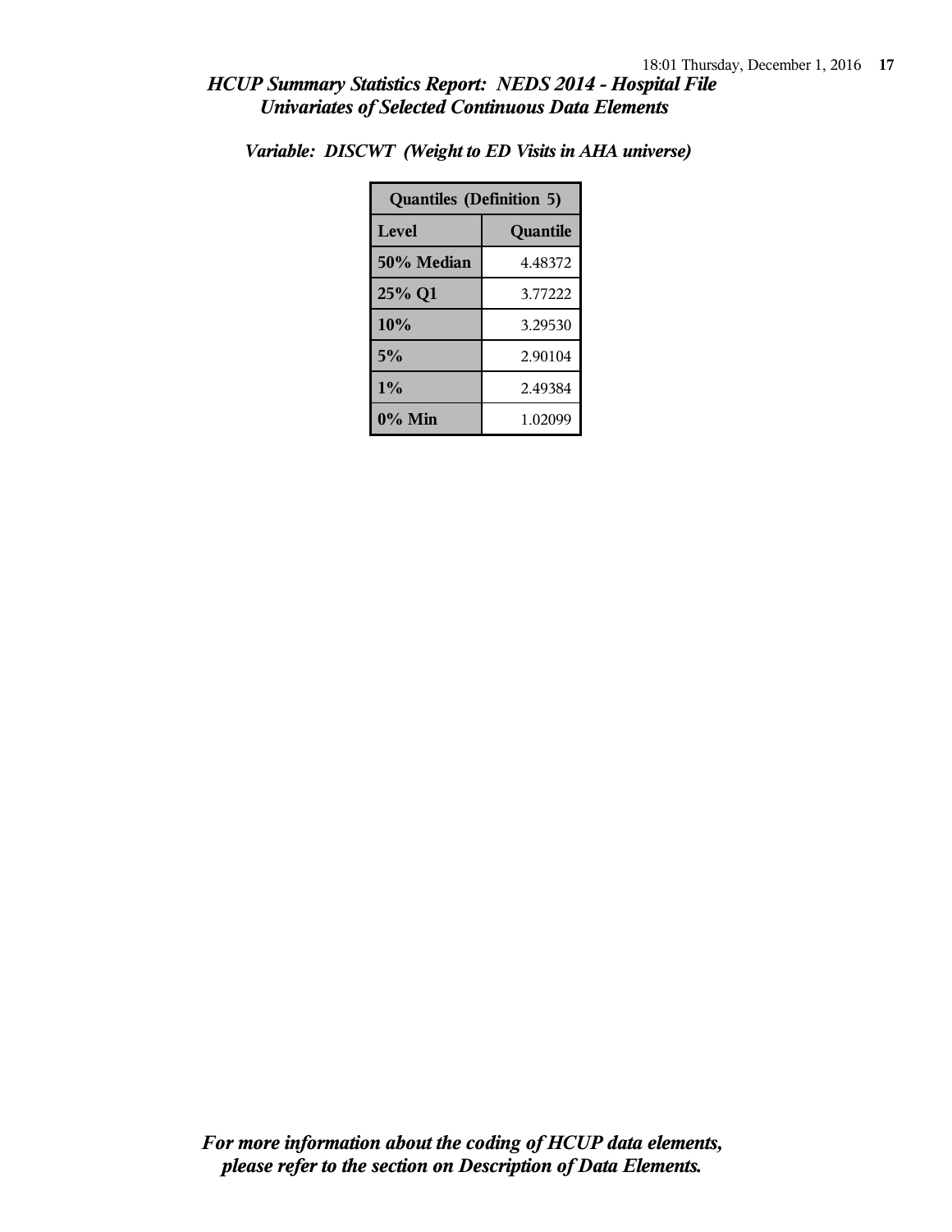# HCUP Summary Statistics Report: NEDS 2014 - Hospital File
## Univariates of Selected Continuous Data Elements

### *Variable: DISCWT (Weight to ED Visits in AHA universe)*

| Quantiles (Definition 5) | |
|---|---|
| **Level** | **Quantile** |
| **50% Median** | 4.48372 |
| **25% Q1** | 3.77222 |
| **10%** | 3.29530 |
| **5%** | 2.90104 |
| **1%** | 2.49384 |
| **0% Min** | 1.02099 |

***For more information about the coding of HCUP data elements, please refer to the section on Description of Data Elements.***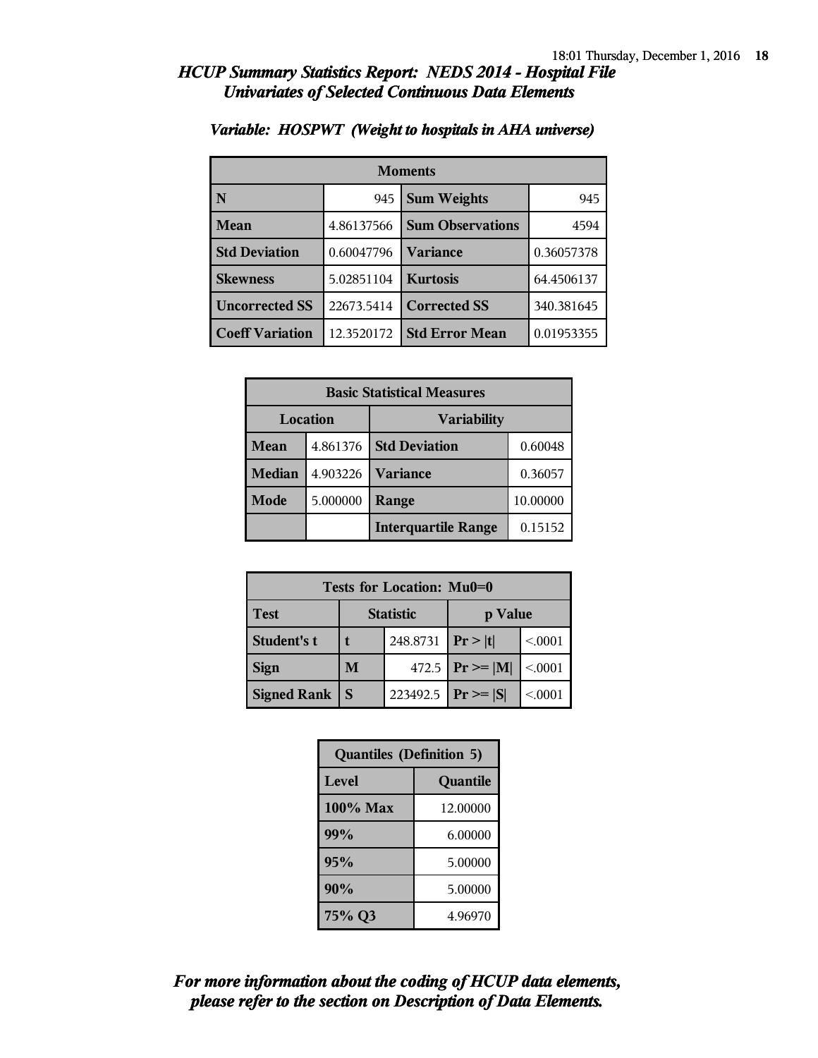## *HCUP Summary Statistics Report: NEDS 2014 - Hospital File*
## *Univariates of Selected Continuous Data Elements*

### *Variable: HOSPWT (Weight to hospitals in AHA universe)*

| Moments | | | |
|---|---|---|---|
| **N** | 945 | **Sum Weights** | 945 |
| **Mean** | 4.86137566 | **Sum Observations** | 4594 |
| **Std Deviation** | 0.60047796 | **Variance** | 0.36057378 |
| **Skewness** | 5.02851104 | **Kurtosis** | 64.4506137 |
| **Uncorrected SS** | 22673.5414 | **Corrected SS** | 340.381645 |
| **Coeff Variation** | 12.3520172 | **Std Error Mean** | 0.01953355 |

| Basic Statistical Measures | | | |
|---|---|---|---|
| **Location** | | **Variability** | |
| **Mean** | 4.861376 | **Std Deviation** | 0.60048 |
| **Median** | 4.903226 | **Variance** | 0.36057 |
| **Mode** | 5.000000 | **Range** | 10.00000 |
| | | **Interquartile Range** | 0.15152 |

| Tests for Location: Mu0=0 | | | | |
|---|---|---|---|---|
| **Test** | **Statistic** | | **p Value** | |
| **Student's t** | **t** | 248.8731 | **Pr > \|t\|** | <.0001 |
| **Sign** | **M** | 472.5 | **Pr >= \|M\|** | <.0001 |
| **Signed Rank** | **S** | 223492.5 | **Pr >= \|S\|** | <.0001 |

| Quantiles (Definition 5) | |
|---|---|
| **Level** | **Quantile** |
| **100% Max** | 12.00000 |
| **99%** | 6.00000 |
| **95%** | 5.00000 |
| **90%** | 5.00000 |
| **75% Q3** | 4.96970 |

***For more information about the coding of HCUP data elements, please refer to the section on Description of Data Elements.***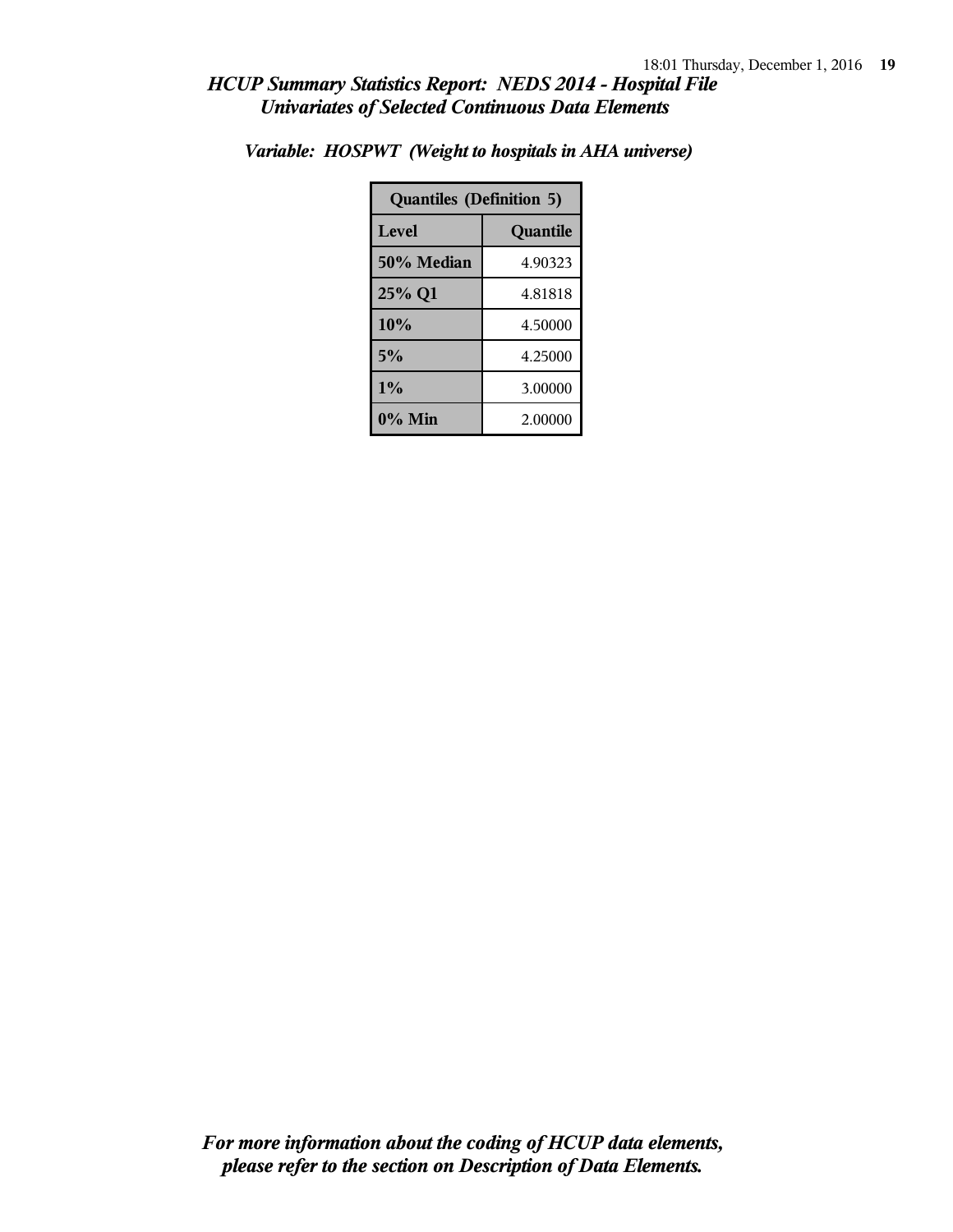*HCUP Summary Statistics Report: NEDS 2014 - Hospital File*
*Univariates of Selected Continuous Data Elements*

***Variable: HOSPWT (Weight to hospitals in AHA universe)***

| Quantiles (Definition 5) | |
|---|---|
| **Level** | **Quantile** |
| **50% Median** | 4.90323 |
| **25% Q1** | 4.81818 |
| **10%** | 4.50000 |
| **5%** | 4.25000 |
| **1%** | 3.00000 |
| **0% Min** | 2.00000 |

***For more information about the coding of HCUP data elements, please refer to the section on Description of Data Elements.***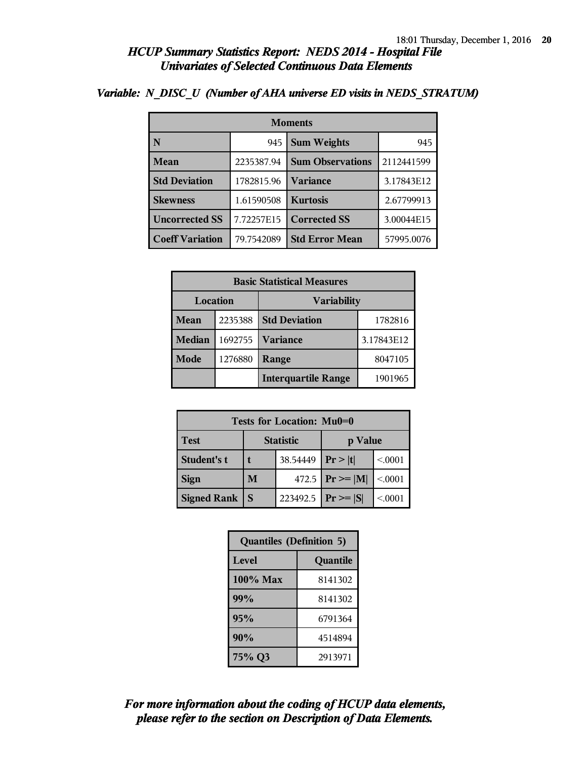## HCUP Summary Statistics Report: NEDS 2014 - Hospital File
## Univariates of Selected Continuous Data Elements

### Variable: N_DISC_U (Number of AHA universe ED visits in NEDS_STRATUM)

| Moments | | | |
|---|---|---|---|
| **N** | 945 | **Sum Weights** | 945 |
| **Mean** | 2235387.94 | **Sum Observations** | 2112441599 |
| **Std Deviation** | 1782815.96 | **Variance** | 3.17843E12 |
| **Skewness** | 1.61590508 | **Kurtosis** | 2.67799913 |
| **Uncorrected SS** | 7.72257E15 | **Corrected SS** | 3.00044E15 |
| **Coeff Variation** | 79.7542089 | **Std Error Mean** | 57995.0076 |

| Basic Statistical Measures | | | |
|---|---|---|---|
| **Location** | | **Variability** | |
| **Mean** | 2235388 | **Std Deviation** | 1782816 |
| **Median** | 1692755 | **Variance** | 3.17843E12 |
| **Mode** | 1276880 | **Range** | 8047105 |
| | | **Interquartile Range** | 1901965 |

| Tests for Location: Mu0=0 | | | | |
|---|---|---|---|---|
| **Test** | **Statistic** | | **p Value** | |
| **Student's t** | **t** | 38.54449 | **Pr > \|t\|** | <.0001 |
| **Sign** | **M** | 472.5 | **Pr >= \|M\|** | <.0001 |
| **Signed Rank** | **S** | 223492.5 | **Pr >= \|S\|** | <.0001 |

| Quantiles (Definition 5) | |
|---|---|
| **Level** | **Quantile** |
| **100% Max** | 8141302 |
| **99%** | 8141302 |
| **95%** | 6791364 |
| **90%** | 4514894 |
| **75% Q3** | 2913971 |

*For more information about the coding of HCUP data elements, please refer to the section on Description of Data Elements.*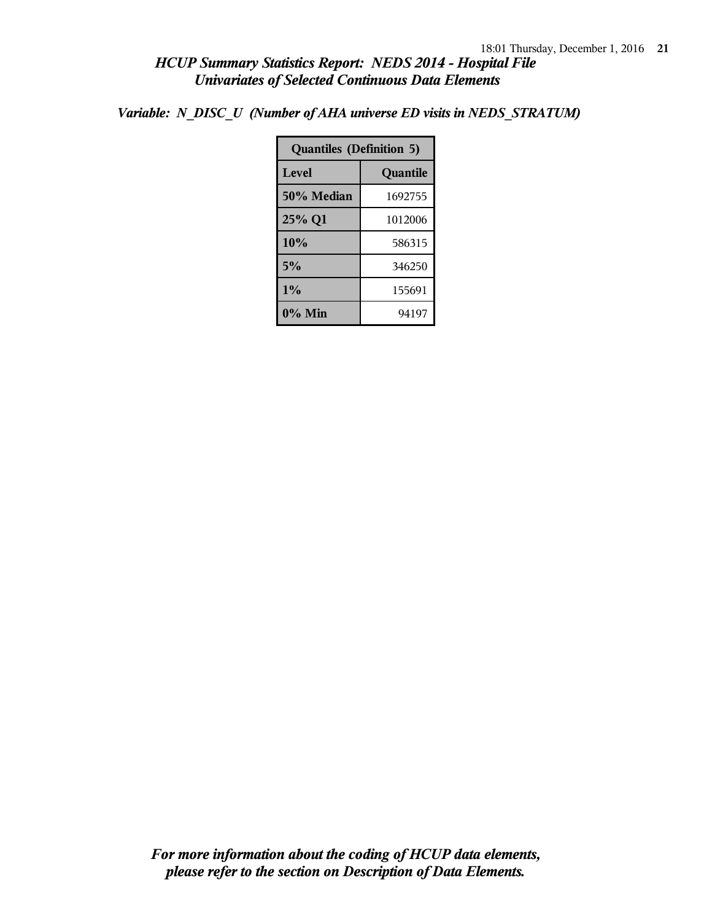*HCUP Summary Statistics Report: NEDS 2014 - Hospital File*
*Univariates of Selected Continuous Data Elements*

*Variable: N_DISC_U (Number of AHA universe ED visits in NEDS_STRATUM)*

| Quantiles (Definition 5) | |
|---|---|
| **Level** | **Quantile** |
| **50% Median** | 1692755 |
| **25% Q1** | 1012006 |
| **10%** | 586315 |
| **5%** | 346250 |
| **1%** | 155691 |
| **0% Min** | 94197 |

*For more information about the coding of HCUP data elements, please refer to the section on Description of Data Elements.*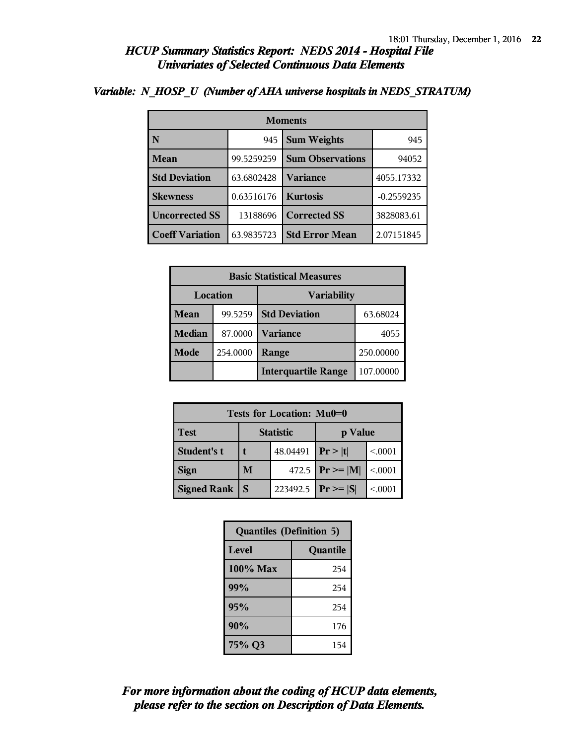## *HCUP Summary Statistics Report: NEDS 2014 - Hospital File*
## *Univariates of Selected Continuous Data Elements*

### *Variable: N_HOSP_U (Number of AHA universe hospitals in NEDS_STRATUM)*

| Moments | | | |
|---|---|---|---|
| **N** | 945 | **Sum Weights** | 945 |
| **Mean** | 99.5259259 | **Sum Observations** | 94052 |
| **Std Deviation** | 63.6802428 | **Variance** | 4055.17332 |
| **Skewness** | 0.63516176 | **Kurtosis** | -0.2559235 |
| **Uncorrected SS** | 13188696 | **Corrected SS** | 3828083.61 |
| **Coeff Variation** | 63.9835723 | **Std Error Mean** | 2.07151845 |

| Basic Statistical Measures | | | |
|---|---|---|---|
| **Location** | | **Variability** | |
| **Mean** | 99.5259 | **Std Deviation** | 63.68024 |
| **Median** | 87.0000 | **Variance** | 4055 |
| **Mode** | 254.0000 | **Range** | 250.00000 |
| | | **Interquartile Range** | 107.00000 |

| Tests for Location: Mu0=0 | | | | |
|---|---|---|---|---|
| **Test** | **Statistic** | | **p Value** | |
| **Student's t** | **t** | 48.04491 | **Pr > \|t\|** | <.0001 |
| **Sign** | **M** | 472.5 | **Pr >= \|M\|** | <.0001 |
| **Signed Rank** | **S** | 223492.5 | **Pr >= \|S\|** | <.0001 |

| Quantiles (Definition 5) | |
|---|---|
| **Level** | **Quantile** |
| **100% Max** | 254 |
| **99%** | 254 |
| **95%** | 254 |
| **90%** | 176 |
| **75% Q3** | 154 |

***For more information about the coding of HCUP data elements, please refer to the section on Description of Data Elements.***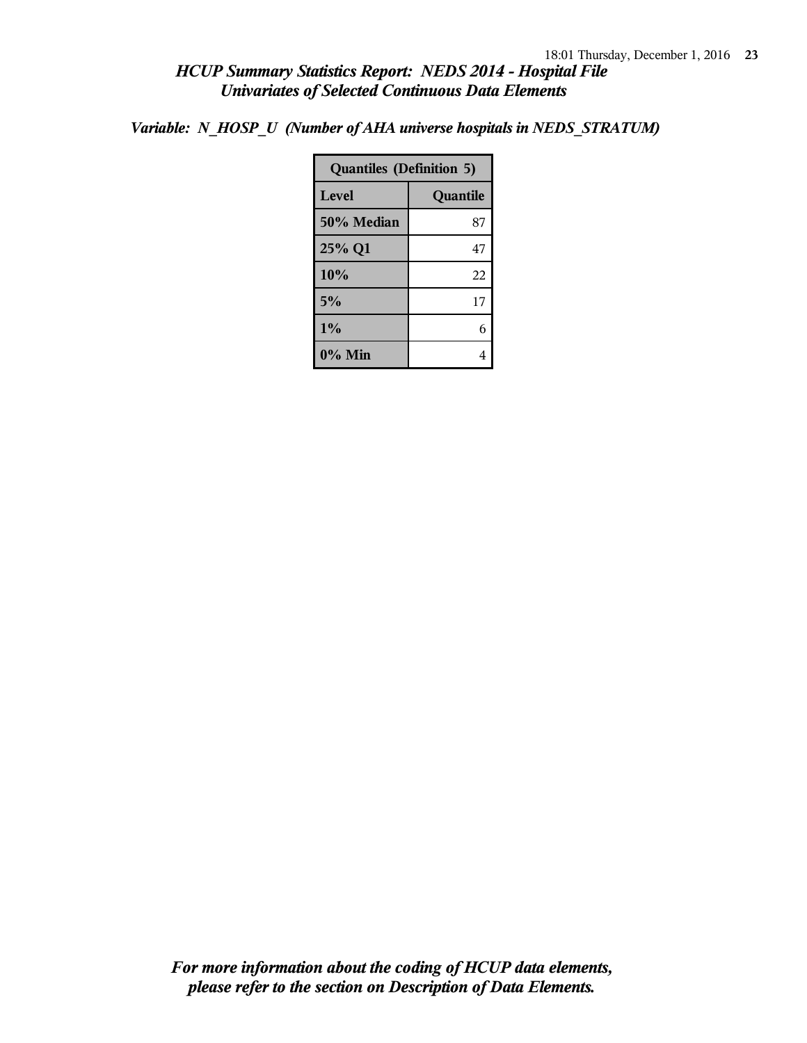*HCUP Summary Statistics Report: NEDS 2014 - Hospital File*
*Univariates of Selected Continuous Data Elements*

***Variable: N_HOSP_U (Number of AHA universe hospitals in NEDS_STRATUM)***

| Quantiles (Definition 5) | |
|---|---|
| **Level** | **Quantile** |
| **50% Median** | 87 |
| **25% Q1** | 47 |
| **10%** | 22 |
| **5%** | 17 |
| **1%** | 6 |
| **0% Min** | 4 |

***For more information about the coding of HCUP data elements, please refer to the section on Description of Data Elements.***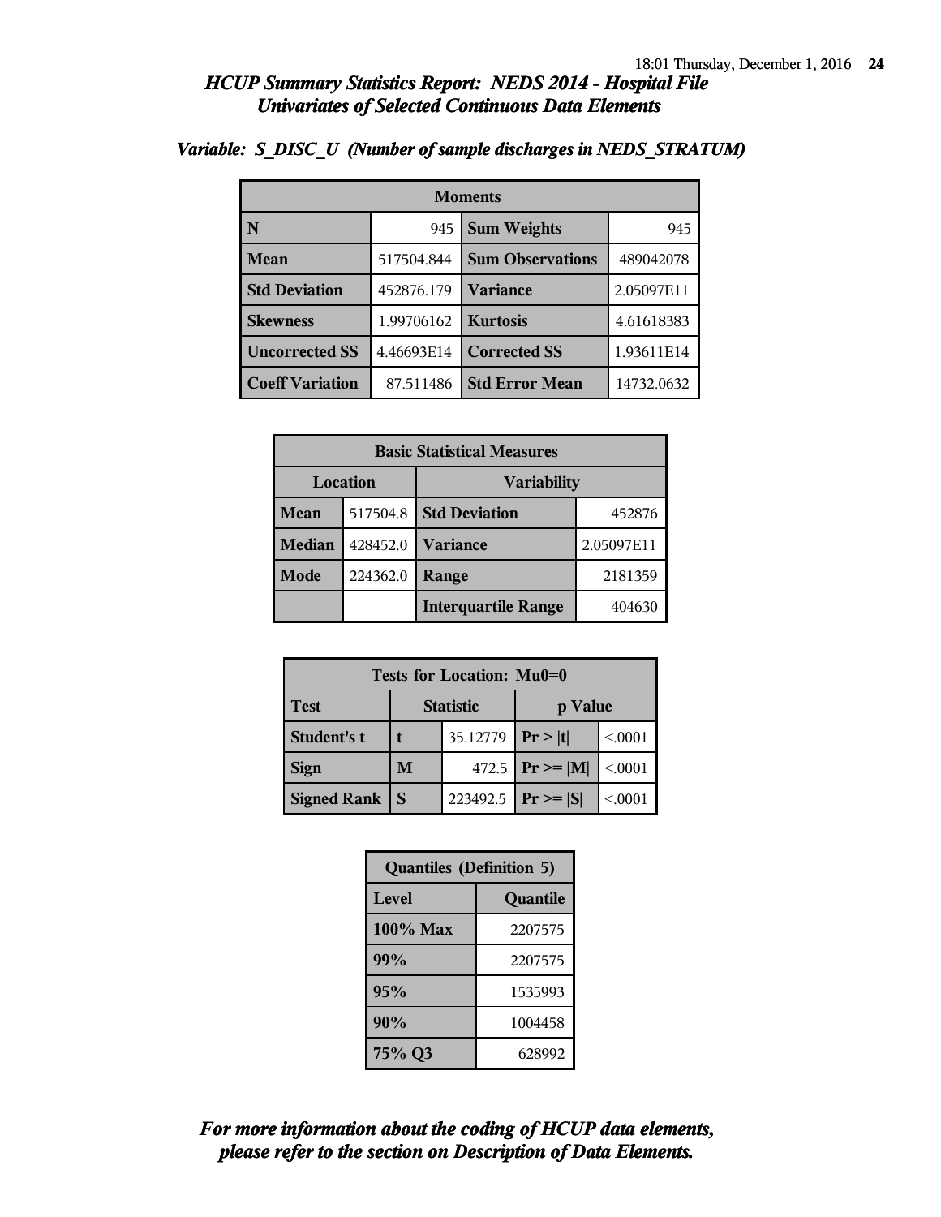## HCUP Summary Statistics Report: NEDS 2014 - Hospital File
## Univariates of Selected Continuous Data Elements

### Variable: S_DISC_U (Number of sample discharges in NEDS_STRATUM)

| Moments | | | |
|---|---|---|---|
| N | 945 | Sum Weights | 945 |
| Mean | 517504.844 | Sum Observations | 489042078 |
| Std Deviation | 452876.179 | Variance | 2.05097E11 |
| Skewness | 1.99706162 | Kurtosis | 4.61618383 |
| Uncorrected SS | 4.46693E14 | Corrected SS | 1.93611E14 |
| Coeff Variation | 87.511486 | Std Error Mean | 14732.0632 |

| Basic Statistical Measures | | | |
|---|---|---|---|
| Location | | Variability | |
| Mean | 517504.8 | Std Deviation | 452876 |
| Median | 428452.0 | Variance | 2.05097E11 |
| Mode | 224362.0 | Range | 2181359 |
| | | Interquartile Range | 404630 |

| Tests for Location: Mu0=0 | | | | |
|---|---|---|---|---|
| Test | Statistic | | p Value | |
| Student's t | t | 35.12779 | Pr > \|t\| | <.0001 |
| Sign | M | 472.5 | Pr >= \|M\| | <.0001 |
| Signed Rank | S | 223492.5 | Pr >= \|S\| | <.0001 |

| Quantiles (Definition 5) | |
|---|---|
| Level | Quantile |
| 100% Max | 2207575 |
| 99% | 2207575 |
| 95% | 1535993 |
| 90% | 1004458 |
| 75% Q3 | 628992 |

*For more information about the coding of HCUP data elements, please refer to the section on Description of Data Elements.*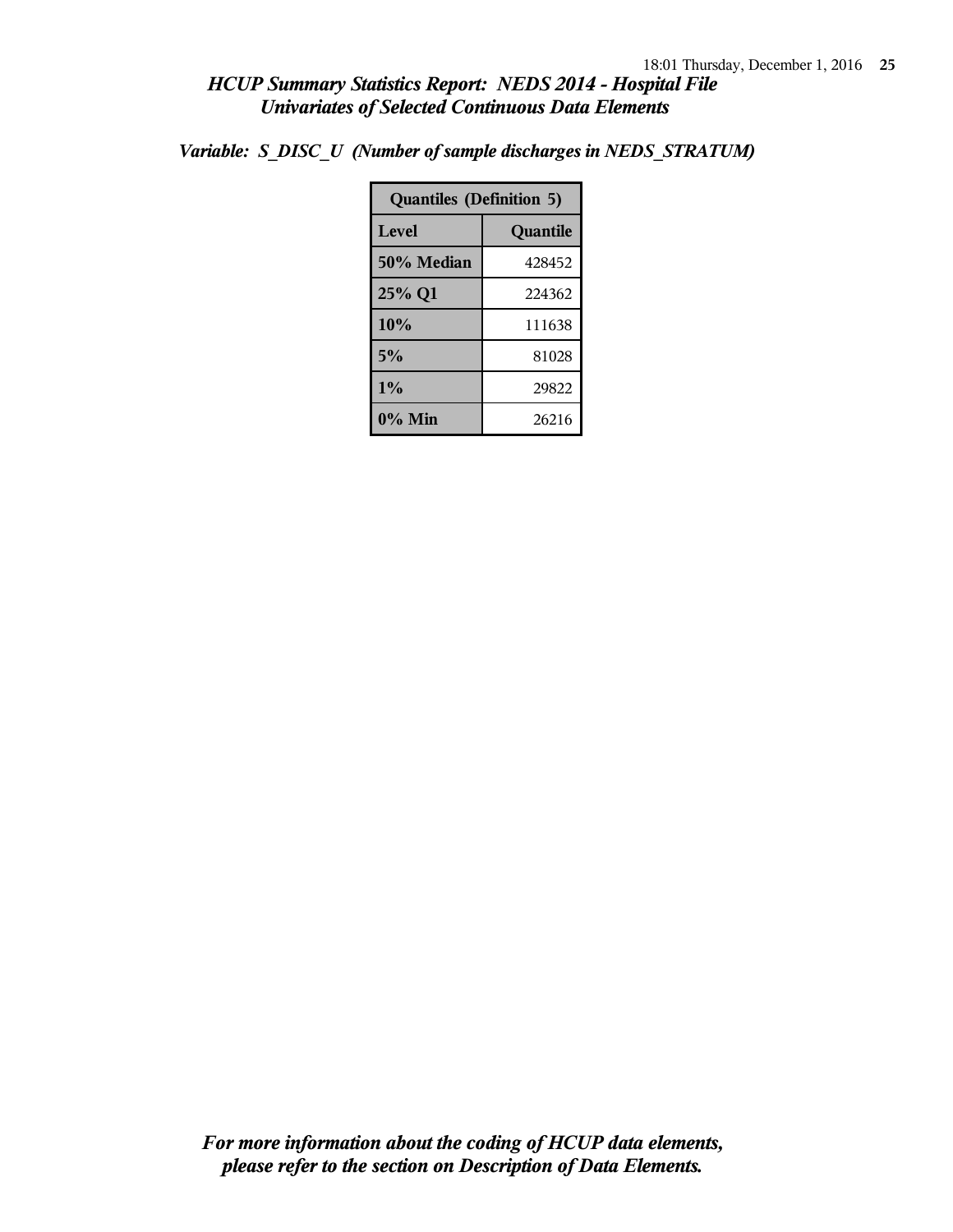## *HCUP Summary Statistics Report: NEDS 2014 - Hospital File*
## *Univariates of Selected Continuous Data Elements*

***Variable: S_DISC_U (Number of sample discharges in NEDS_STRATUM)***

| Quantiles (Definition 5) | |
|---|---|
| **Level** | **Quantile** |
| **50% Median** | 428452 |
| **25% Q1** | 224362 |
| **10%** | 111638 |
| **5%** | 81028 |
| **1%** | 29822 |
| **0% Min** | 26216 |

***For more information about the coding of HCUP data elements, please refer to the section on Description of Data Elements.***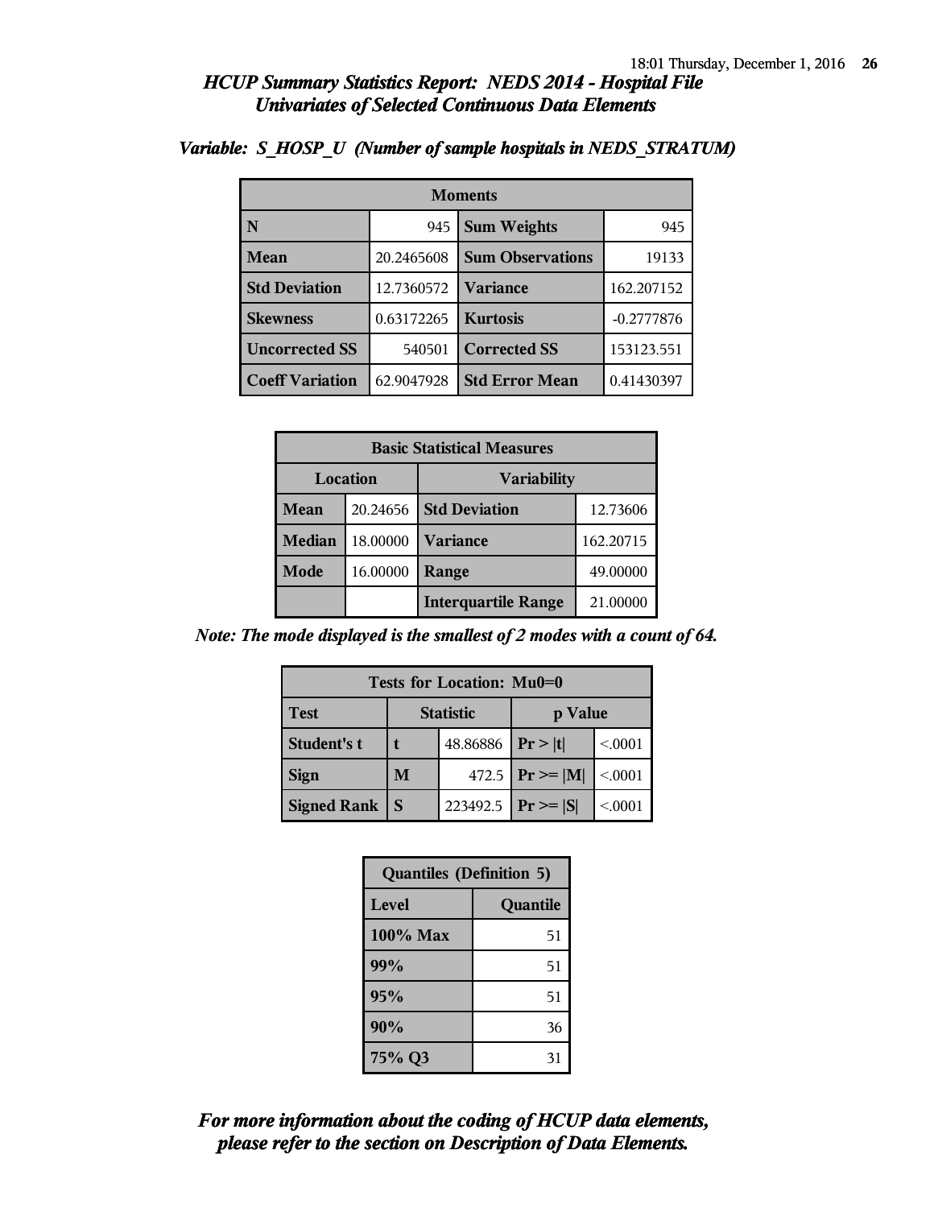## *HCUP Summary Statistics Report: NEDS 2014 - Hospital File*
## *Univariates of Selected Continuous Data Elements*

### *Variable: S_HOSP_U (Number of sample hospitals in NEDS_STRATUM)*

| Moments | | | |
|---|---|---|---|
| **N** | 945 | **Sum Weights** | 945 |
| **Mean** | 20.2465608 | **Sum Observations** | 19133 |
| **Std Deviation** | 12.7360572 | **Variance** | 162.207152 |
| **Skewness** | 0.63172265 | **Kurtosis** | -0.2777876 |
| **Uncorrected SS** | 540501 | **Corrected SS** | 153123.551 |
| **Coeff Variation** | 62.9047928 | **Std Error Mean** | 0.41430397 |

| Basic Statistical Measures | | | |
|---|---|---|---|
| **Location** | | **Variability** | |
| **Mean** | 20.24656 | **Std Deviation** | 12.73606 |
| **Median** | 18.00000 | **Variance** | 162.20715 |
| **Mode** | 16.00000 | **Range** | 49.00000 |
| | | **Interquartile Range** | 21.00000 |

*Note: The mode displayed is the smallest of 2 modes with a count of 64.*

| Tests for Location: Mu0=0 | | | | |
|---|---|---|---|---|
| **Test** | **Statistic** | | **p Value** | |
| **Student's t** | **t** | 48.86886 | **Pr > \|t\|** | <.0001 |
| **Sign** | **M** | 472.5 | **Pr >= \|M\|** | <.0001 |
| **Signed Rank** | **S** | 223492.5 | **Pr >= \|S\|** | <.0001 |

| Quantiles (Definition 5) | |
|---|---|
| **Level** | **Quantile** |
| **100% Max** | 51 |
| **99%** | 51 |
| **95%** | 51 |
| **90%** | 36 |
| **75% Q3** | 31 |

***For more information about the coding of HCUP data elements, please refer to the section on Description of Data Elements.***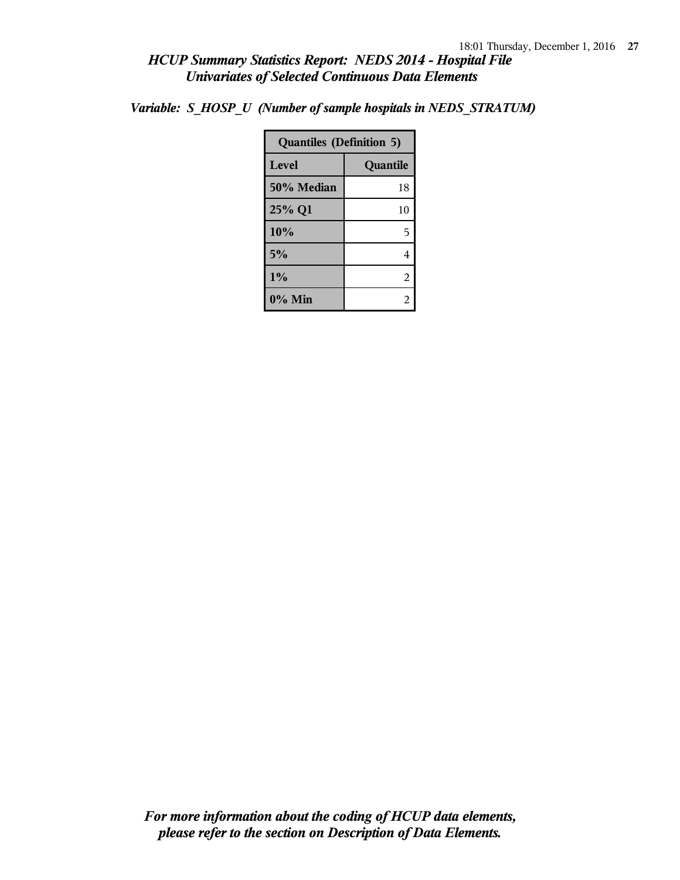*HCUP Summary Statistics Report: NEDS 2014 - Hospital File*
*Univariates of Selected Continuous Data Elements*

***Variable: S_HOSP_U (Number of sample hospitals in NEDS_STRATUM)***

| Quantiles (Definition 5) | |
|---|---|
| **Level** | **Quantile** |
| **50% Median** | 18 |
| **25% Q1** | 10 |
| **10%** | 5 |
| **5%** | 4 |
| **1%** | 2 |
| **0% Min** | 2 |

***For more information about the coding of HCUP data elements, please refer to the section on Description of Data Elements.***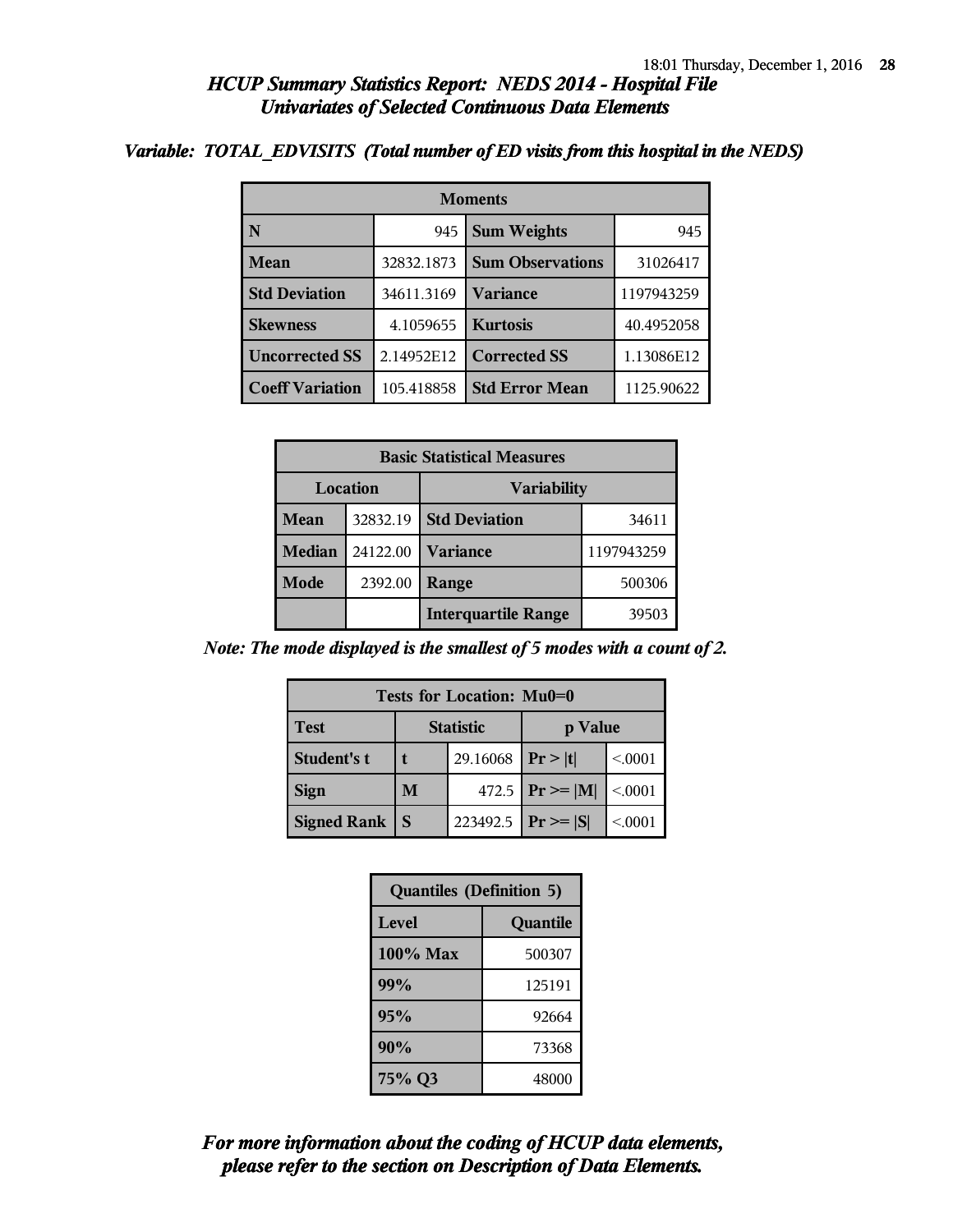## *HCUP Summary Statistics Report: NEDS 2014 - Hospital File*
## *Univariates of Selected Continuous Data Elements*

***Variable: TOTAL_EDVISITS (Total number of ED visits from this hospital in the NEDS)***

| Moments | | | |
|---|---|---|---|
| **N** | 945 | **Sum Weights** | 945 |
| **Mean** | 32832.1873 | **Sum Observations** | 31026417 |
| **Std Deviation** | 34611.3169 | **Variance** | 1197943259 |
| **Skewness** | 4.1059655 | **Kurtosis** | 40.4952058 |
| **Uncorrected SS** | 2.14952E12 | **Corrected SS** | 1.13086E12 |
| **Coeff Variation** | 105.418858 | **Std Error Mean** | 1125.90622 |

| Basic Statistical Measures | | | |
|---|---|---|---|
| **Location** | | **Variability** | |
| **Mean** | 32832.19 | **Std Deviation** | 34611 |
| **Median** | 24122.00 | **Variance** | 1197943259 |
| **Mode** | 2392.00 | **Range** | 500306 |
| | | **Interquartile Range** | 39503 |

***Note: The mode displayed is the smallest of 5 modes with a count of 2.***

| Tests for Location: Mu0=0 | | | | |
|---|---|---|---|---|
| **Test** | **Statistic** | | **p Value** | |
| **Student's t** | **t** | 29.16068 | **Pr > \|t\|** | <.0001 |
| **Sign** | **M** | 472.5 | **Pr >= \|M\|** | <.0001 |
| **Signed Rank** | **S** | 223492.5 | **Pr >= \|S\|** | <.0001 |

| Quantiles (Definition 5) | |
|---|---|
| **Level** | **Quantile** |
| **100% Max** | 500307 |
| **99%** | 125191 |
| **95%** | 92664 |
| **90%** | 73368 |
| **75% Q3** | 48000 |

***For more information about the coding of HCUP data elements, please refer to the section on Description of Data Elements.***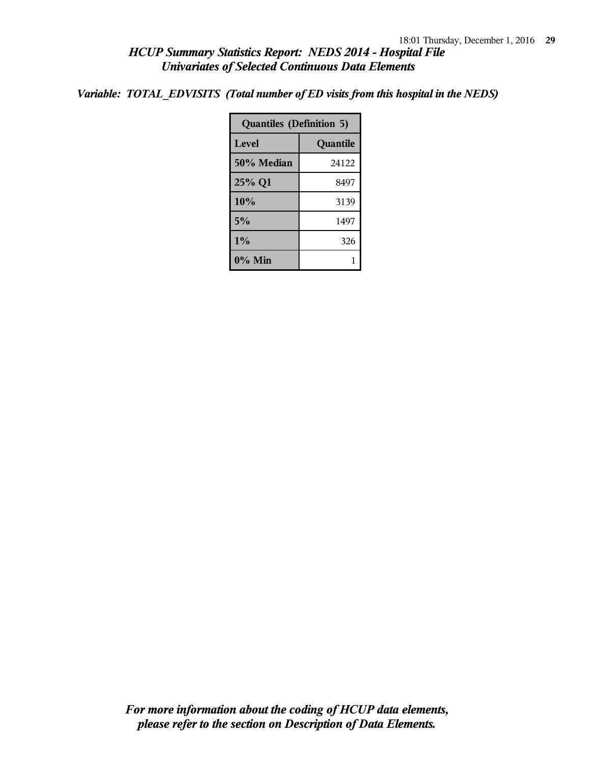## HCUP Summary Statistics Report: NEDS 2014 - Hospital File
## Univariates of Selected Continuous Data Elements

***Variable: TOTAL_EDVISITS (Total number of ED visits from this hospital in the NEDS)***

| Quantiles (Definition 5) | |
|---|---|
| **Level** | **Quantile** |
| **50% Median** | 24122 |
| **25% Q1** | 8497 |
| **10%** | 3139 |
| **5%** | 1497 |
| **1%** | 326 |
| **0% Min** | 1 |

***For more information about the coding of HCUP data elements, please refer to the section on Description of Data Elements.***